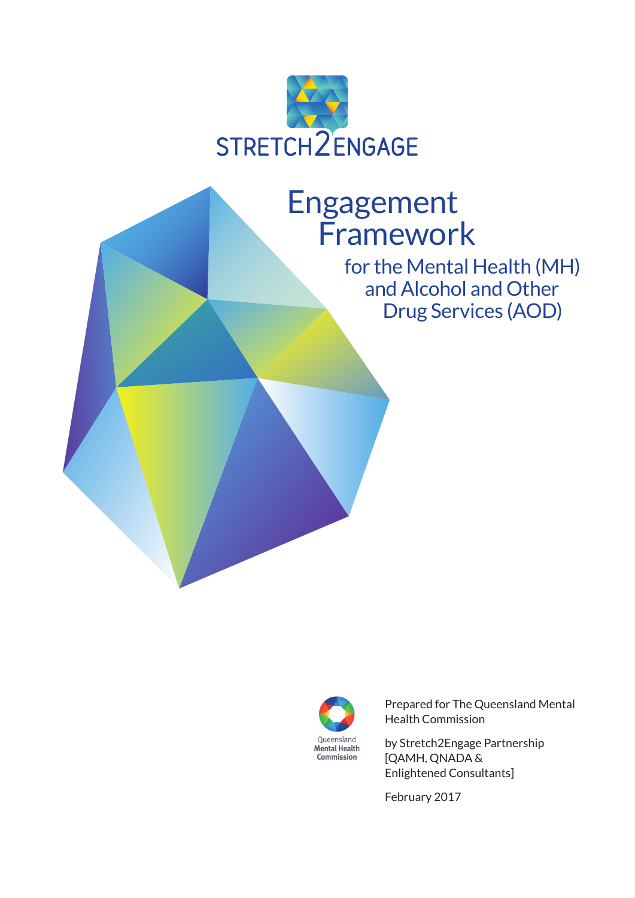STRETCH2ENGAGE

# Engagement Framework

## for the Mental Health (MH) and Alcohol and Other Drug Services (AOD)

Queensland Mental Health Commission

Prepared for The Queensland Mental Health Commission

by Stretch2Engage Partnership [QAMH, QNADA & Enlightened Consultants]

February 2017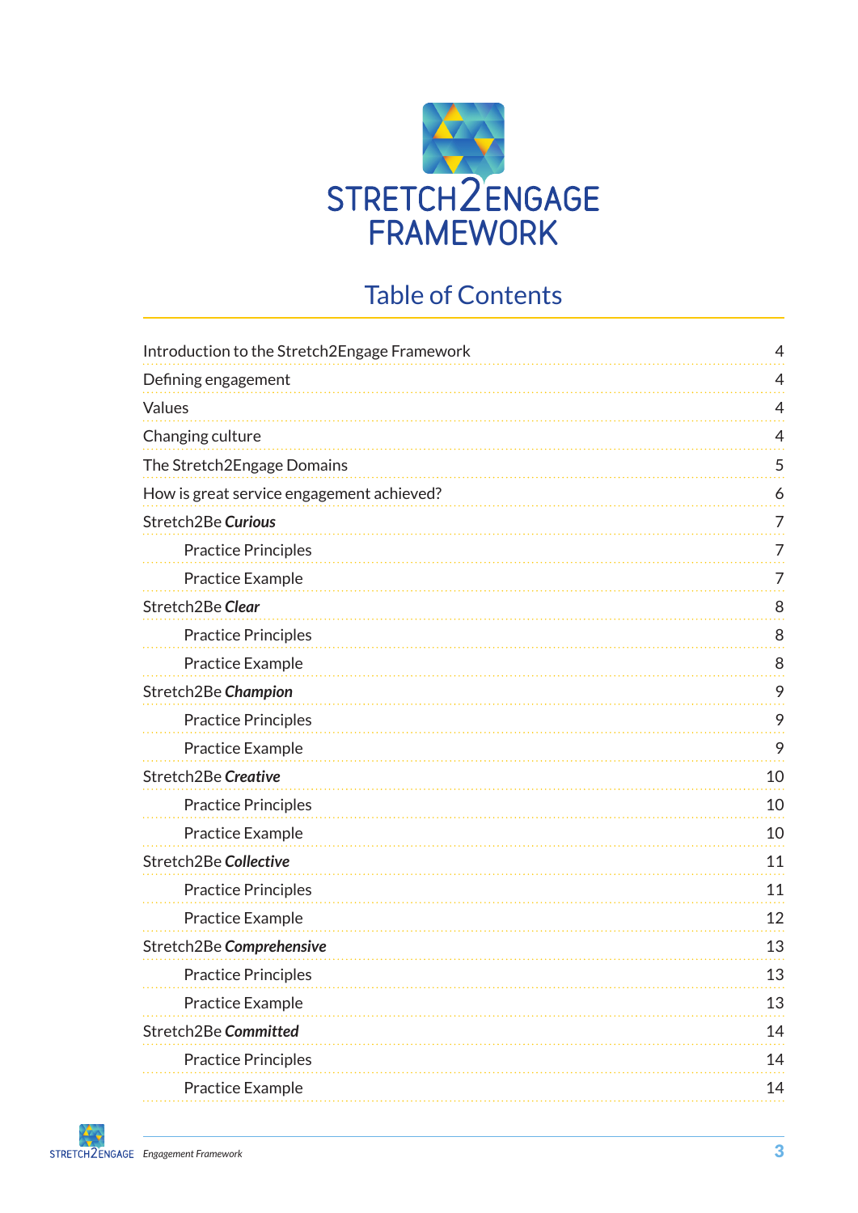# STRETCH2ENGAGE FRAMEWORK

## Table of Contents

| | |
|---|---|
| Introduction to the Stretch2Engage Framework | 4 |
| Defining engagement | 4 |
| Values | 4 |
| Changing culture | 4 |
| The Stretch2Engage Domains | 5 |
| How is great service engagement achieved? | 6 |
| Stretch2Be ***Curious*** | 7 |
| &nbsp;&nbsp;&nbsp;&nbsp;Practice Principles | 7 |
| &nbsp;&nbsp;&nbsp;&nbsp;Practice Example | 7 |
| Stretch2Be ***Clear*** | 8 |
| &nbsp;&nbsp;&nbsp;&nbsp;Practice Principles | 8 |
| &nbsp;&nbsp;&nbsp;&nbsp;Practice Example | 8 |
| Stretch2Be ***Champion*** | 9 |
| &nbsp;&nbsp;&nbsp;&nbsp;Practice Principles | 9 |
| &nbsp;&nbsp;&nbsp;&nbsp;Practice Example | 9 |
| Stretch2Be ***Creative*** | 10 |
| &nbsp;&nbsp;&nbsp;&nbsp;Practice Principles | 10 |
| &nbsp;&nbsp;&nbsp;&nbsp;Practice Example | 10 |
| Stretch2Be ***Collective*** | 11 |
| &nbsp;&nbsp;&nbsp;&nbsp;Practice Principles | 11 |
| &nbsp;&nbsp;&nbsp;&nbsp;Practice Example | 12 |
| Stretch2Be ***Comprehensive*** | 13 |
| &nbsp;&nbsp;&nbsp;&nbsp;Practice Principles | 13 |
| &nbsp;&nbsp;&nbsp;&nbsp;Practice Example | 13 |
| Stretch2Be ***Committed*** | 14 |
| &nbsp;&nbsp;&nbsp;&nbsp;Practice Principles | 14 |
| &nbsp;&nbsp;&nbsp;&nbsp;Practice Example | 14 |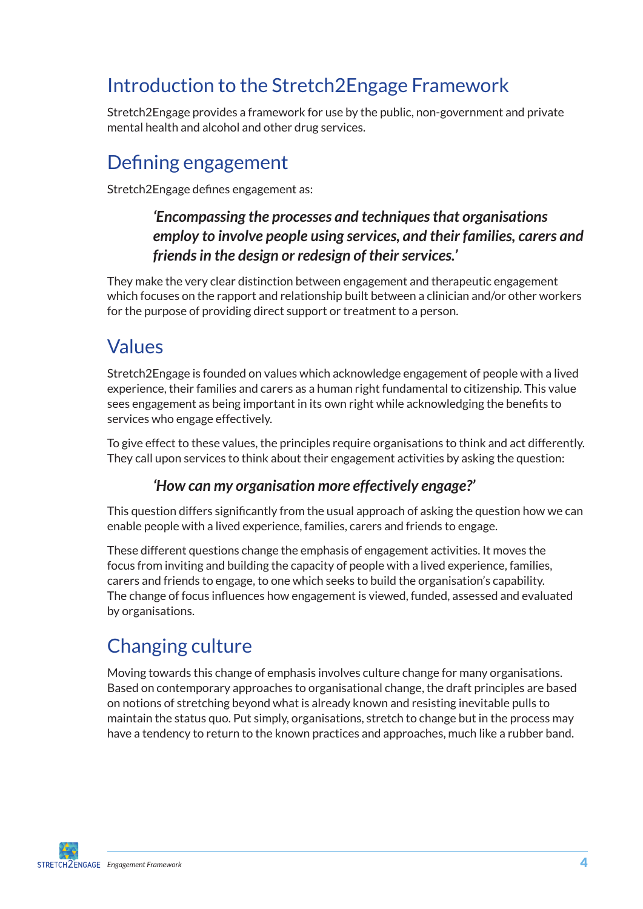## Introduction to the Stretch2Engage Framework

Stretch2Engage provides a framework for use by the public, non-government and private mental health and alcohol and other drug services.

## Defining engagement

Stretch2Engage defines engagement as:

> ***'Encompassing the processes and techniques that organisations employ to involve people using services, and their families, carers and friends in the design or redesign of their services.'***

They make the very clear distinction between engagement and therapeutic engagement which focuses on the rapport and relationship built between a clinician and/or other workers for the purpose of providing direct support or treatment to a person.

## Values

Stretch2Engage is founded on values which acknowledge engagement of people with a lived experience, their families and carers as a human right fundamental to citizenship. This value sees engagement as being important in its own right while acknowledging the benefits to services who engage effectively.

To give effect to these values, the principles require organisations to think and act differently. They call upon services to think about their engagement activities by asking the question:

> ***'How can my organisation more effectively engage?'***

This question differs significantly from the usual approach of asking the question how we can enable people with a lived experience, families, carers and friends to engage.

These different questions change the emphasis of engagement activities. It moves the focus from inviting and building the capacity of people with a lived experience, families, carers and friends to engage, to one which seeks to build the organisation's capability. The change of focus influences how engagement is viewed, funded, assessed and evaluated by organisations.

## Changing culture

Moving towards this change of emphasis involves culture change for many organisations. Based on contemporary approaches to organisational change, the draft principles are based on notions of stretching beyond what is already known and resisting inevitable pulls to maintain the status quo. Put simply, organisations, stretch to change but in the process may have a tendency to return to the known practices and approaches, much like a rubber band.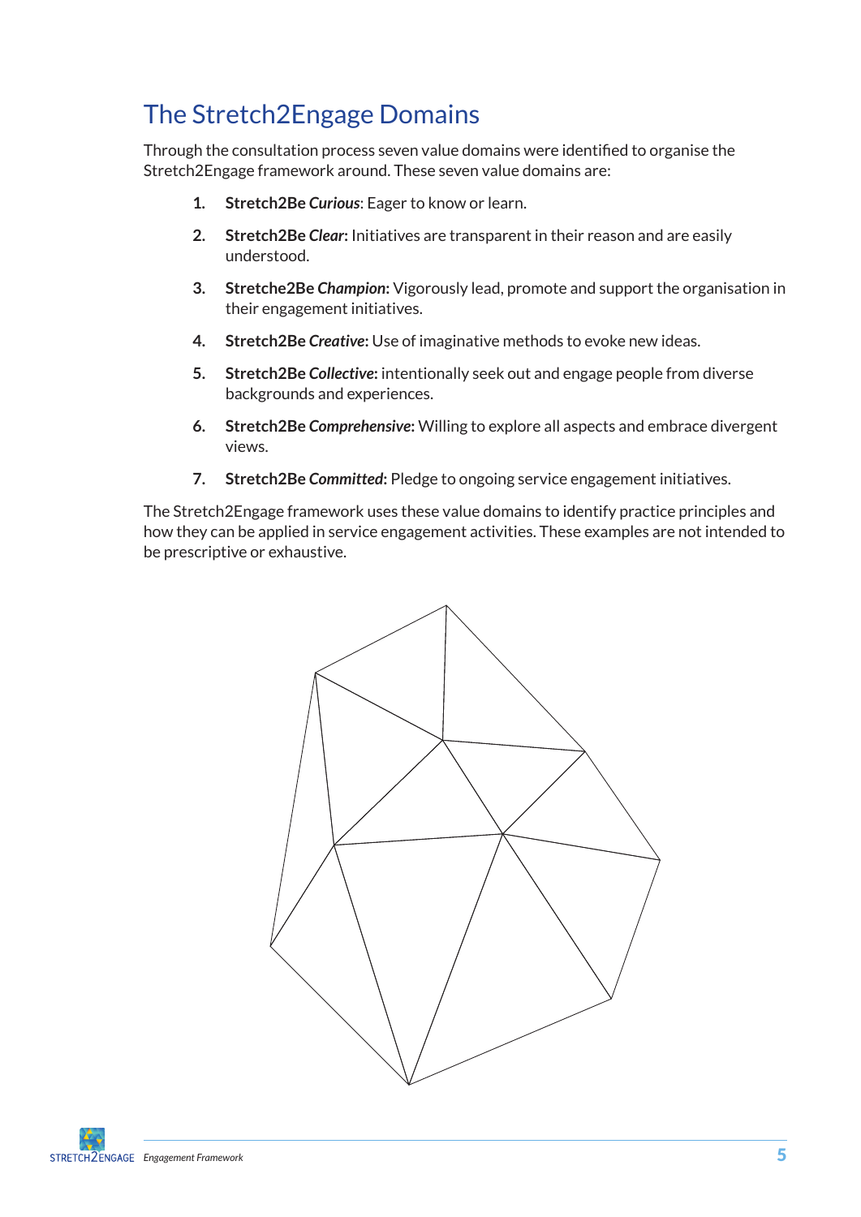# The Stretch2Engage Domains

Through the consultation process seven value domains were identified to organise the Stretch2Engage framework around. These seven value domains are:

1. **Stretch2Be *Curious***: Eager to know or learn.
2. **Stretch2Be *Clear*:** Initiatives are transparent in their reason and are easily understood.
3. **Stretche2Be *Champion*:** Vigorously lead, promote and support the organisation in their engagement initiatives.
4. **Stretch2Be *Creative*:** Use of imaginative methods to evoke new ideas.
5. **Stretch2Be *Collective*:** intentionally seek out and engage people from diverse backgrounds and experiences.
6. **Stretch2Be *Comprehensive*:** Willing to explore all aspects and embrace divergent views.
7. **Stretch2Be *Committed*:** Pledge to ongoing service engagement initiatives.

The Stretch2Engage framework uses these value domains to identify practice principles and how they can be applied in service engagement activities. These examples are not intended to be prescriptive or exhaustive.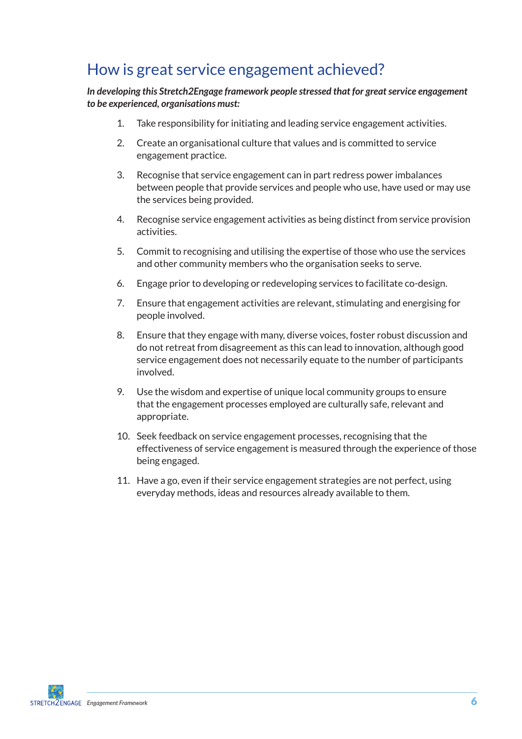## How is great service engagement achieved?

***In developing this Stretch2Engage framework people stressed that for great service engagement to be experienced, organisations must:***

1. Take responsibility for initiating and leading service engagement activities.
2. Create an organisational culture that values and is committed to service engagement practice.
3. Recognise that service engagement can in part redress power imbalances between people that provide services and people who use, have used or may use the services being provided.
4. Recognise service engagement activities as being distinct from service provision activities.
5. Commit to recognising and utilising the expertise of those who use the services and other community members who the organisation seeks to serve.
6. Engage prior to developing or redeveloping services to facilitate co-design.
7. Ensure that engagement activities are relevant, stimulating and energising for people involved.
8. Ensure that they engage with many, diverse voices, foster robust discussion and do not retreat from disagreement as this can lead to innovation, although good service engagement does not necessarily equate to the number of participants involved.
9. Use the wisdom and expertise of unique local community groups to ensure that the engagement processes employed are culturally safe, relevant and appropriate.
10. Seek feedback on service engagement processes, recognising that the effectiveness of service engagement is measured through the experience of those being engaged.
11. Have a go, even if their service engagement strategies are not perfect, using everyday methods, ideas and resources already available to them.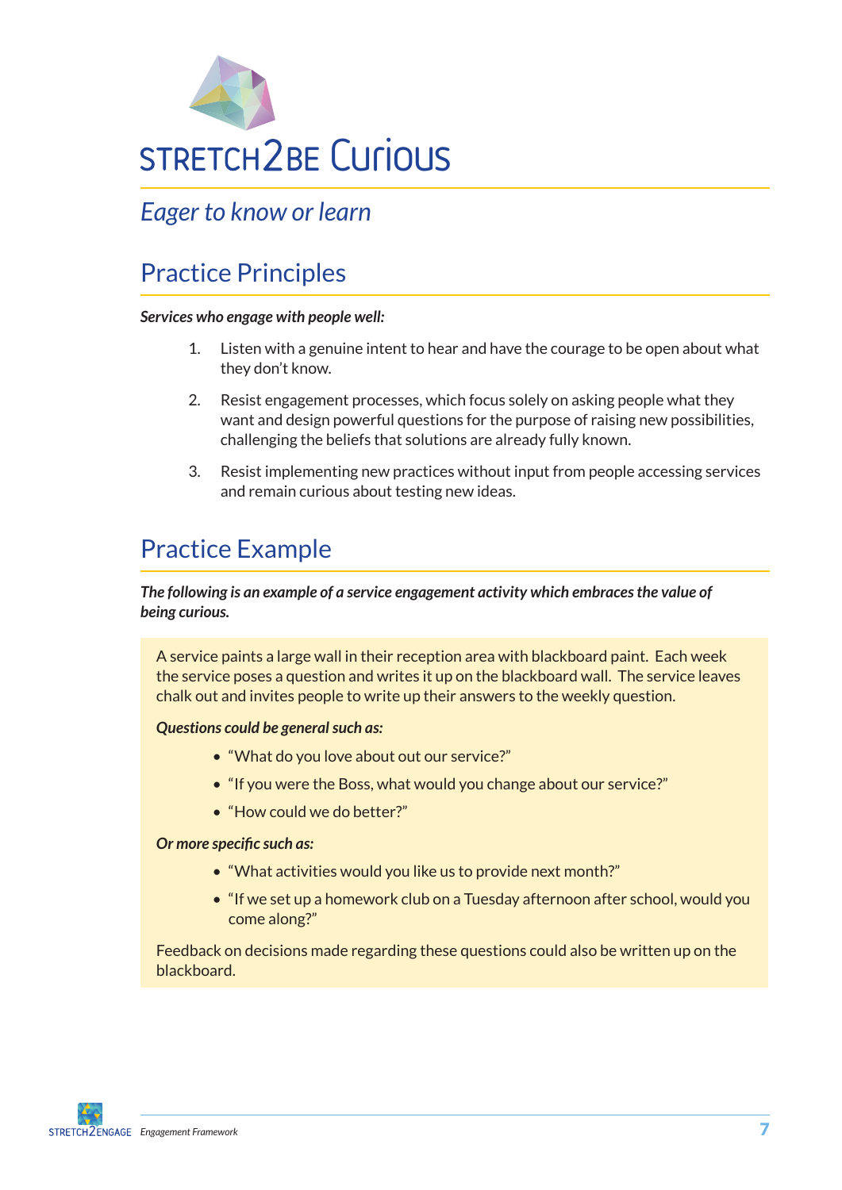# STRETCH2BE Curious

*Eager to know or learn*

## Practice Principles

***Services who engage with people well:***

1. Listen with a genuine intent to hear and have the courage to be open about what they don't know.
2. Resist engagement processes, which focus solely on asking people what they want and design powerful questions for the purpose of raising new possibilities, challenging the beliefs that solutions are already fully known.
3. Resist implementing new practices without input from people accessing services and remain curious about testing new ideas.

## Practice Example

***The following is an example of a service engagement activity which embraces the value of being curious.***

A service paints a large wall in their reception area with blackboard paint. Each week the service poses a question and writes it up on the blackboard wall. The service leaves chalk out and invites people to write up their answers to the weekly question.

***Questions could be general such as:***

- "What do you love about out our service?"
- "If you were the Boss, what would you change about our service?"
- "How could we do better?"

***Or more specific such as:***

- "What activities would you like us to provide next month?"
- "If we set up a homework club on a Tuesday afternoon after school, would you come along?"

Feedback on decisions made regarding these questions could also be written up on the blackboard.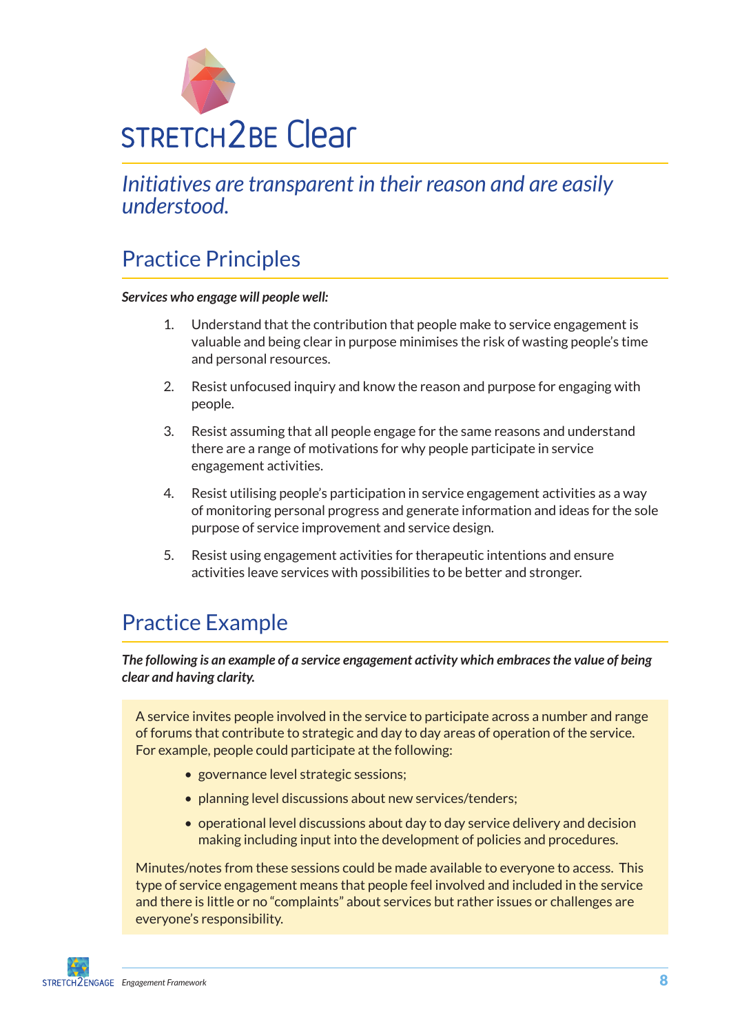# STRETCH2BE Clear

*Initiatives are transparent in their reason and are easily understood.*

## Practice Principles

***Services who engage will people well:***

1. Understand that the contribution that people make to service engagement is valuable and being clear in purpose minimises the risk of wasting people's time and personal resources.
2. Resist unfocused inquiry and know the reason and purpose for engaging with people.
3. Resist assuming that all people engage for the same reasons and understand there are a range of motivations for why people participate in service engagement activities.
4. Resist utilising people's participation in service engagement activities as a way of monitoring personal progress and generate information and ideas for the sole purpose of service improvement and service design.
5. Resist using engagement activities for therapeutic intentions and ensure activities leave services with possibilities to be better and stronger.

## Practice Example

***The following is an example of a service engagement activity which embraces the value of being clear and having clarity.***

A service invites people involved in the service to participate across a number and range of forums that contribute to strategic and day to day areas of operation of the service. For example, people could participate at the following:

- governance level strategic sessions;
- planning level discussions about new services/tenders;
- operational level discussions about day to day service delivery and decision making including input into the development of policies and procedures.

Minutes/notes from these sessions could be made available to everyone to access. This type of service engagement means that people feel involved and included in the service and there is little or no "complaints" about services but rather issues or challenges are everyone's responsibility.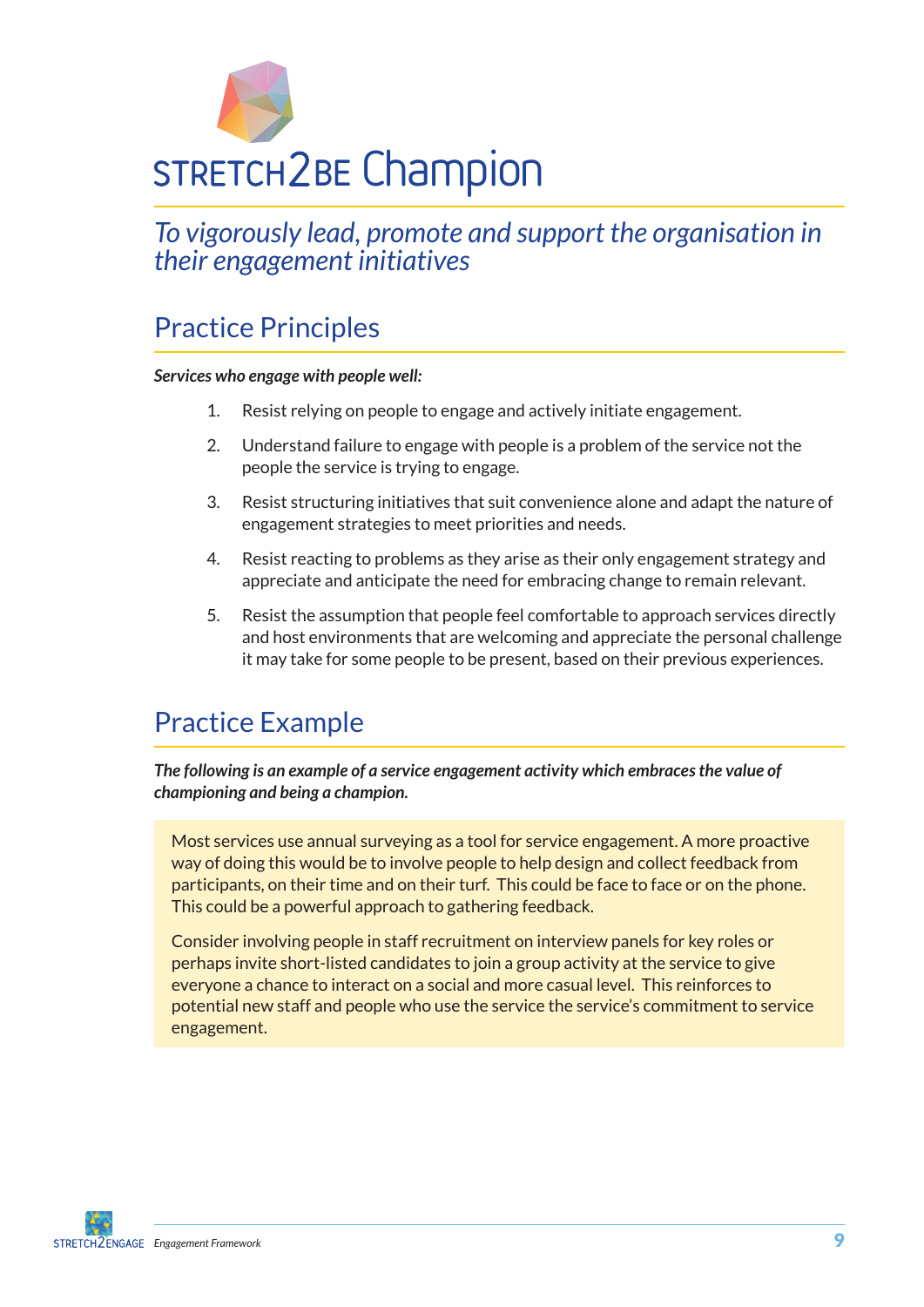# STRETCH2BE Champion

*To vigorously lead, promote and support the organisation in their engagement initiatives*

## Practice Principles

***Services who engage with people well:***

1. Resist relying on people to engage and actively initiate engagement.
2. Understand failure to engage with people is a problem of the service not the people the service is trying to engage.
3. Resist structuring initiatives that suit convenience alone and adapt the nature of engagement strategies to meet priorities and needs.
4. Resist reacting to problems as they arise as their only engagement strategy and appreciate and anticipate the need for embracing change to remain relevant.
5. Resist the assumption that people feel comfortable to approach services directly and host environments that are welcoming and appreciate the personal challenge it may take for some people to be present, based on their previous experiences.

## Practice Example

***The following is an example of a service engagement activity which embraces the value of championing and being a champion.***

Most services use annual surveying as a tool for service engagement. A more proactive way of doing this would be to involve people to help design and collect feedback from participants, on their time and on their turf. This could be face to face or on the phone. This could be a powerful approach to gathering feedback.

Consider involving people in staff recruitment on interview panels for key roles or perhaps invite short-listed candidates to join a group activity at the service to give everyone a chance to interact on a social and more casual level. This reinforces to potential new staff and people who use the service the service's commitment to service engagement.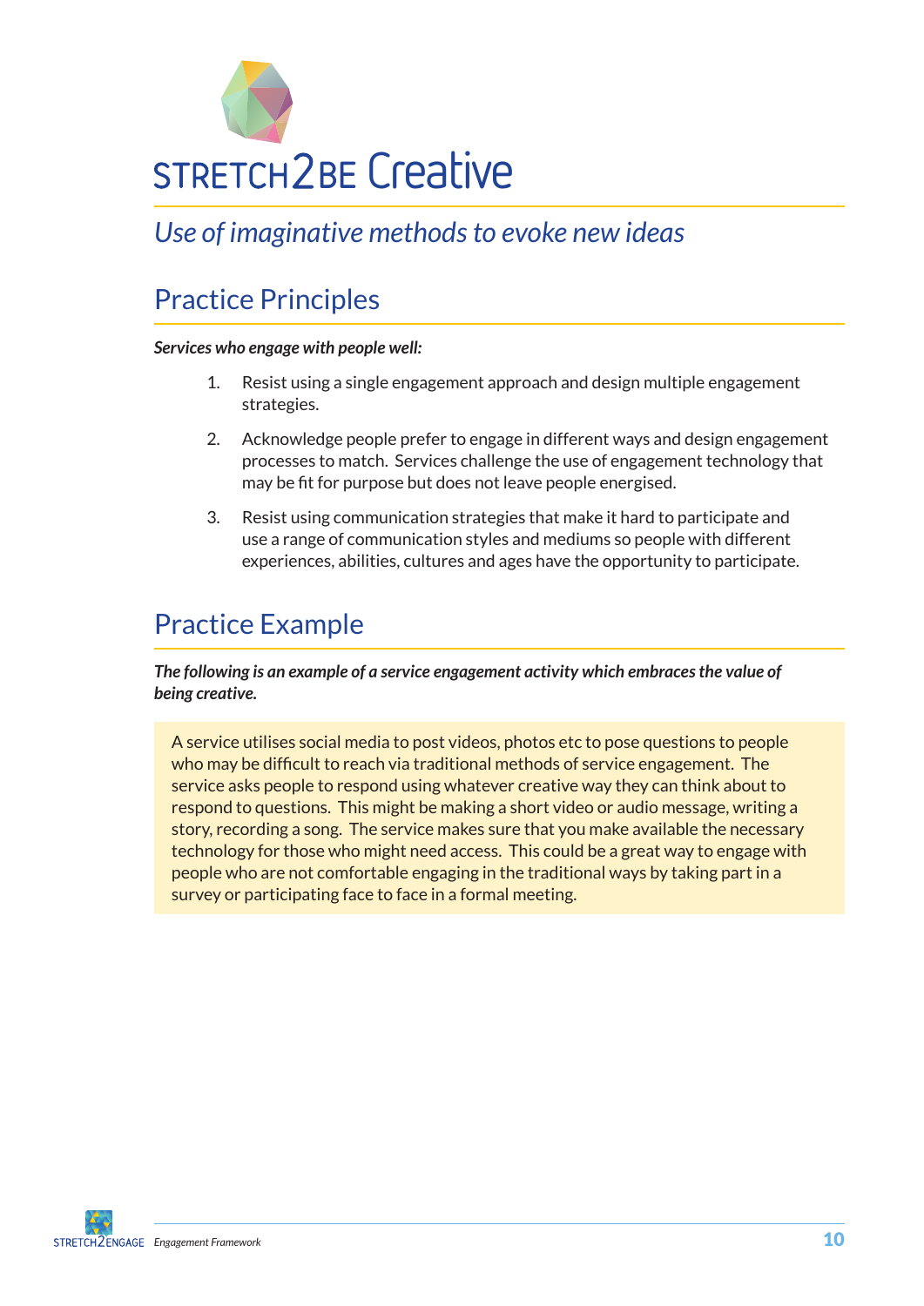# STRETCH2BE Creative

*Use of imaginative methods to evoke new ideas*

## Practice Principles

***Services who engage with people well:***

1. Resist using a single engagement approach and design multiple engagement strategies.
2. Acknowledge people prefer to engage in different ways and design engagement processes to match. Services challenge the use of engagement technology that may be fit for purpose but does not leave people energised.
3. Resist using communication strategies that make it hard to participate and use a range of communication styles and mediums so people with different experiences, abilities, cultures and ages have the opportunity to participate.

## Practice Example

***The following is an example of a service engagement activity which embraces the value of being creative.***

A service utilises social media to post videos, photos etc to pose questions to people who may be difficult to reach via traditional methods of service engagement. The service asks people to respond using whatever creative way they can think about to respond to questions. This might be making a short video or audio message, writing a story, recording a song. The service makes sure that you make available the necessary technology for those who might need access. This could be a great way to engage with people who are not comfortable engaging in the traditional ways by taking part in a survey or participating face to face in a formal meeting.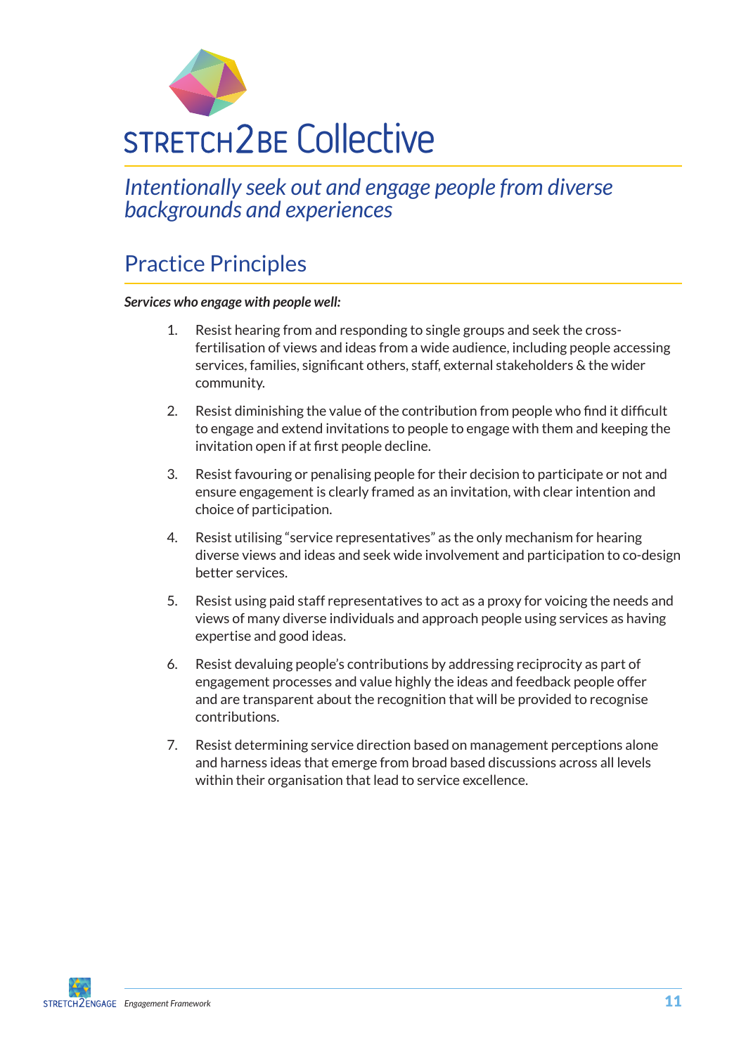# STRETCH2BE Collective

*Intentionally seek out and engage people from diverse backgrounds and experiences*

## Practice Principles

***Services who engage with people well:***

1. Resist hearing from and responding to single groups and seek the cross-fertilisation of views and ideas from a wide audience, including people accessing services, families, significant others, staff, external stakeholders & the wider community.

2. Resist diminishing the value of the contribution from people who find it difficult to engage and extend invitations to people to engage with them and keeping the invitation open if at first people decline.

3. Resist favouring or penalising people for their decision to participate or not and ensure engagement is clearly framed as an invitation, with clear intention and choice of participation.

4. Resist utilising "service representatives" as the only mechanism for hearing diverse views and ideas and seek wide involvement and participation to co-design better services.

5. Resist using paid staff representatives to act as a proxy for voicing the needs and views of many diverse individuals and approach people using services as having expertise and good ideas.

6. Resist devaluing people's contributions by addressing reciprocity as part of engagement processes and value highly the ideas and feedback people offer and are transparent about the recognition that will be provided to recognise contributions.

7. Resist determining service direction based on management perceptions alone and harness ideas that emerge from broad based discussions across all levels within their organisation that lead to service excellence.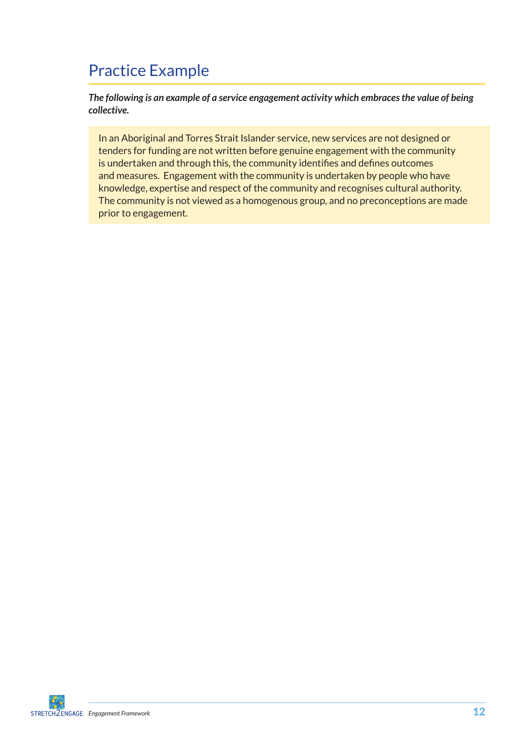## Practice Example

***The following is an example of a service engagement activity which embraces the value of being collective.***

In an Aboriginal and Torres Strait Islander service, new services are not designed or tenders for funding are not written before genuine engagement with the community is undertaken and through this, the community identifies and defines outcomes and measures. Engagement with the community is undertaken by people who have knowledge, expertise and respect of the community and recognises cultural authority. The community is not viewed as a homogenous group, and no preconceptions are made prior to engagement.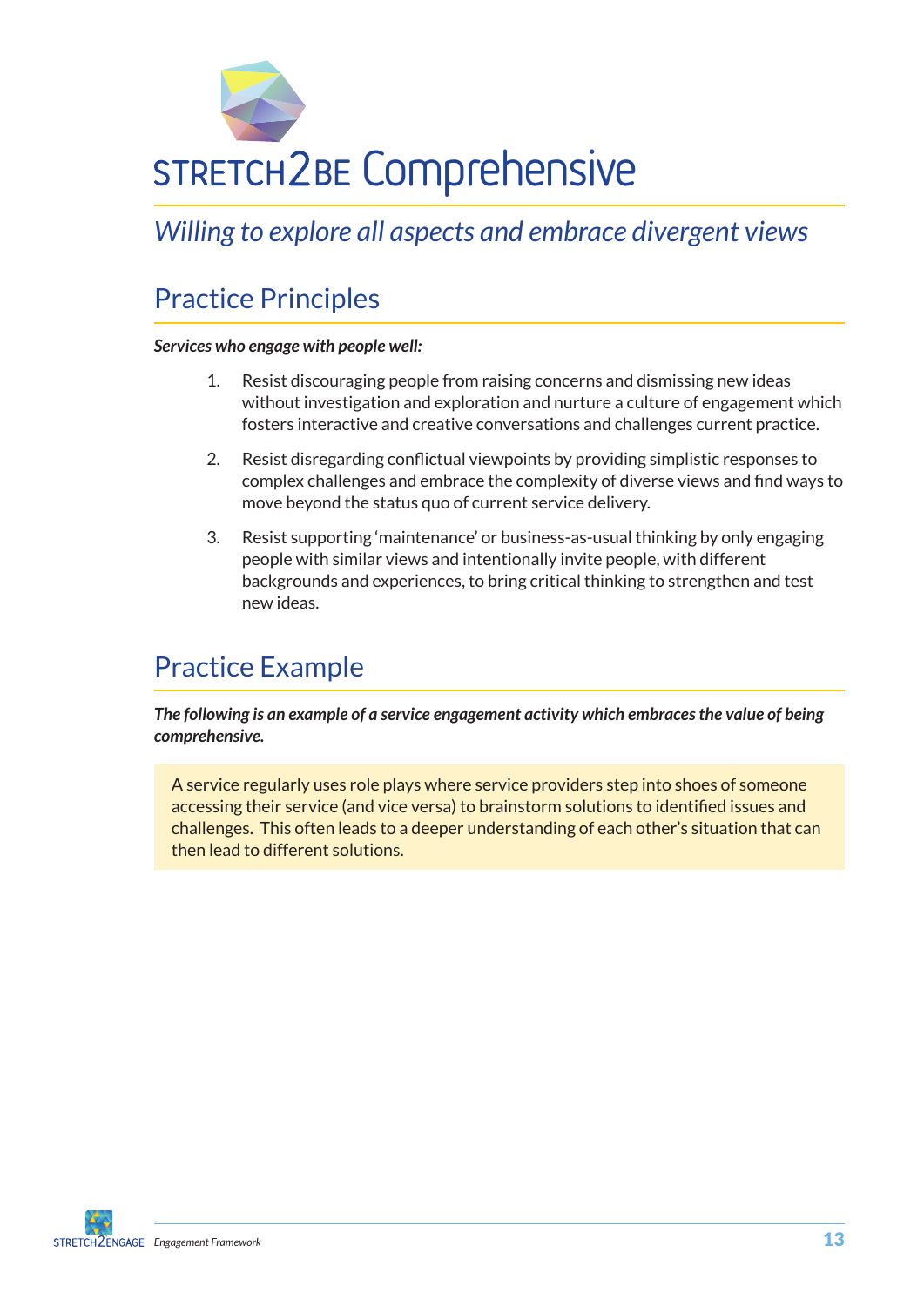# STRETCH2BE Comprehensive

*Willing to explore all aspects and embrace divergent views*

## Practice Principles

***Services who engage with people well:***

1. Resist discouraging people from raising concerns and dismissing new ideas without investigation and exploration and nurture a culture of engagement which fosters interactive and creative conversations and challenges current practice.
2. Resist disregarding conflictual viewpoints by providing simplistic responses to complex challenges and embrace the complexity of diverse views and find ways to move beyond the status quo of current service delivery.
3. Resist supporting 'maintenance' or business-as-usual thinking by only engaging people with similar views and intentionally invite people, with different backgrounds and experiences, to bring critical thinking to strengthen and test new ideas.

## Practice Example

***The following is an example of a service engagement activity which embraces the value of being comprehensive.***

A service regularly uses role plays where service providers step into shoes of someone accessing their service (and vice versa) to brainstorm solutions to identified issues and challenges. This often leads to a deeper understanding of each other's situation that can then lead to different solutions.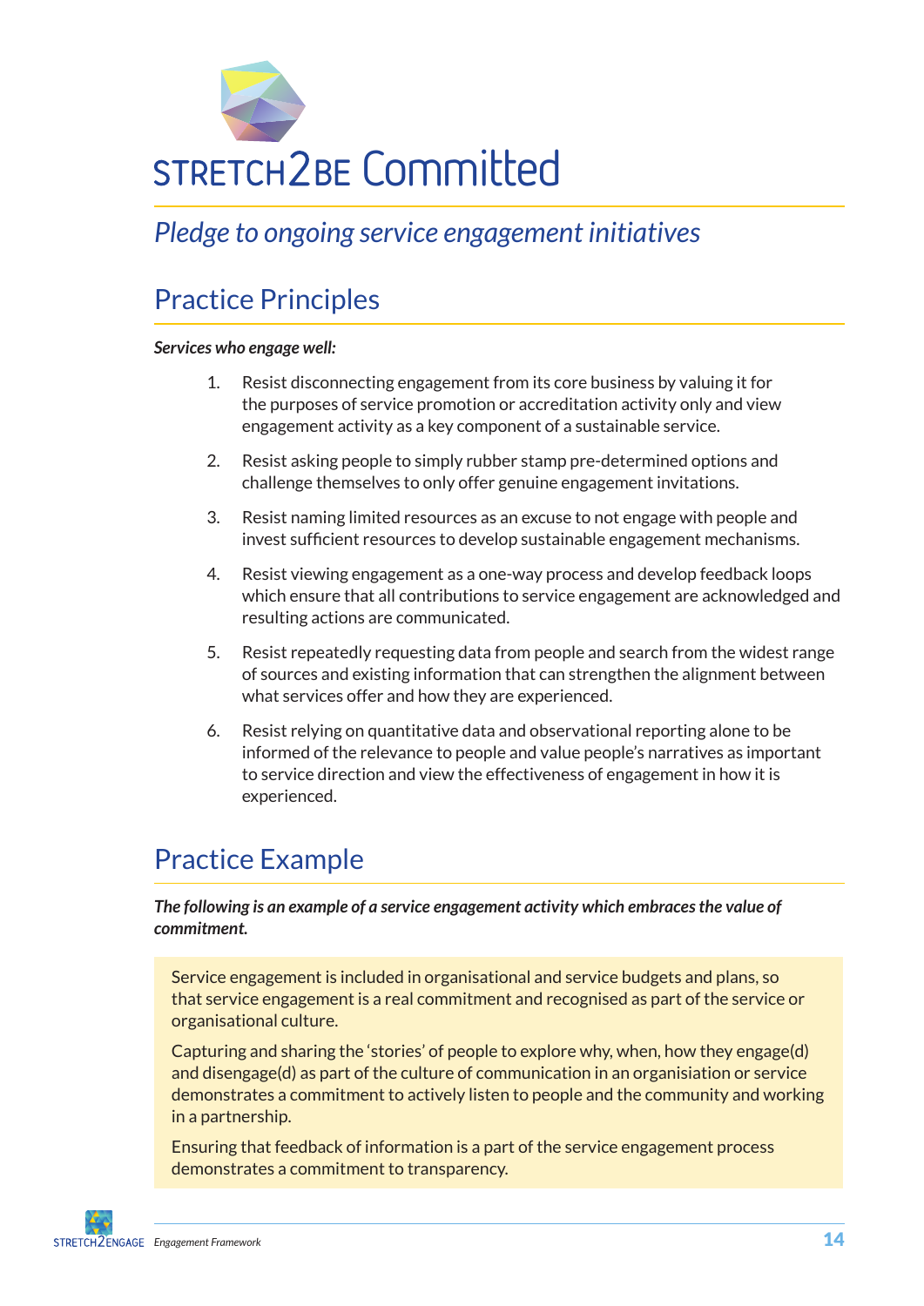# STRETCH2BE Committed

*Pledge to ongoing service engagement initiatives*

## Practice Principles

***Services who engage well:***

1. Resist disconnecting engagement from its core business by valuing it for the purposes of service promotion or accreditation activity only and view engagement activity as a key component of a sustainable service.

2. Resist asking people to simply rubber stamp pre-determined options and challenge themselves to only offer genuine engagement invitations.

3. Resist naming limited resources as an excuse to not engage with people and invest sufficient resources to develop sustainable engagement mechanisms.

4. Resist viewing engagement as a one-way process and develop feedback loops which ensure that all contributions to service engagement are acknowledged and resulting actions are communicated.

5. Resist repeatedly requesting data from people and search from the widest range of sources and existing information that can strengthen the alignment between what services offer and how they are experienced.

6. Resist relying on quantitative data and observational reporting alone to be informed of the relevance to people and value people's narratives as important to service direction and view the effectiveness of engagement in how it is experienced.

## Practice Example

***The following is an example of a service engagement activity which embraces the value of commitment.***

Service engagement is included in organisational and service budgets and plans, so that service engagement is a real commitment and recognised as part of the service or organisational culture.

Capturing and sharing the 'stories' of people to explore why, when, how they engage(d) and disengage(d) as part of the culture of communication in an organisiation or service demonstrates a commitment to actively listen to people and the community and working in a partnership.

Ensuring that feedback of information is a part of the service engagement process demonstrates a commitment to transparency.